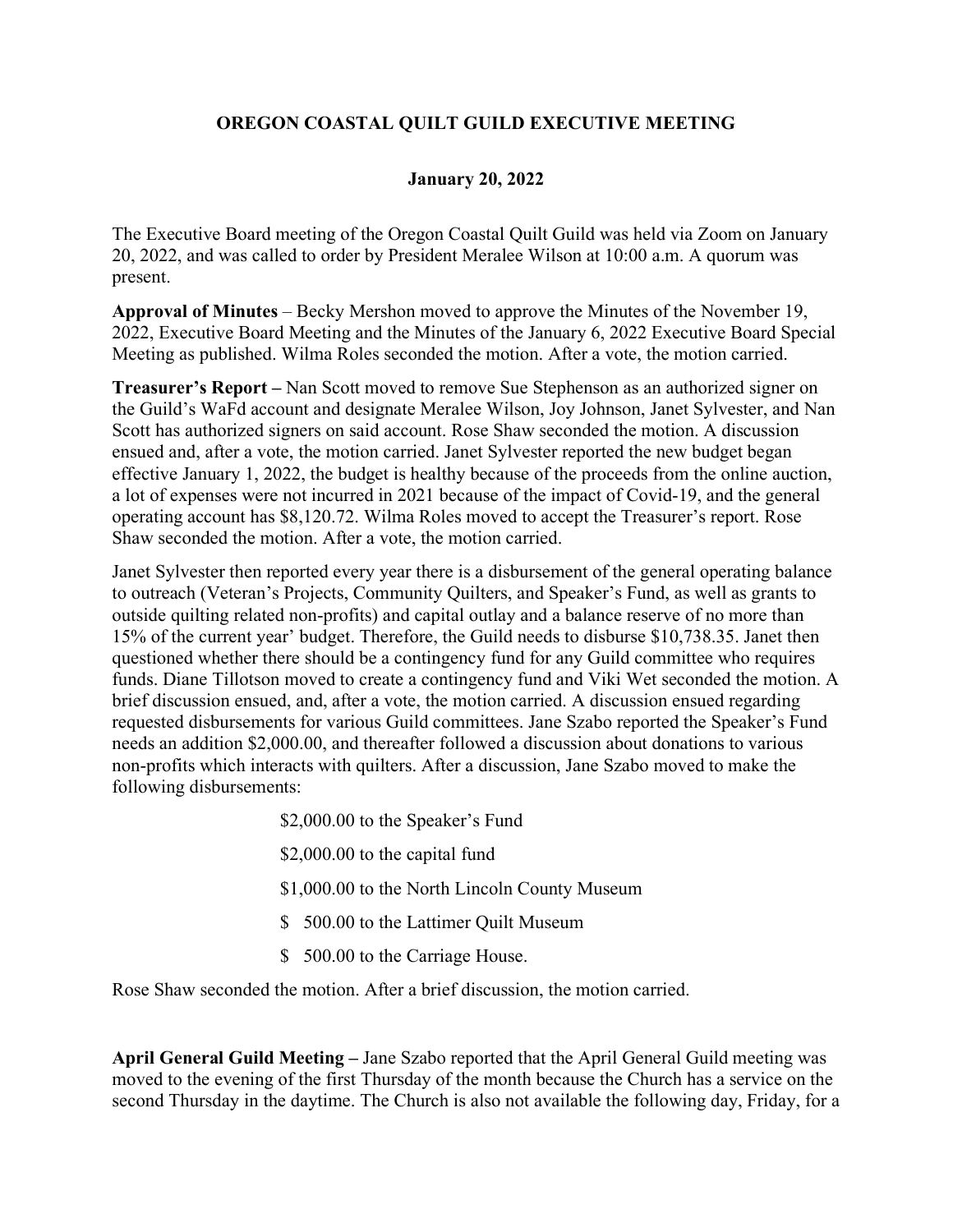**OREGON COASTAL QUILT GUILD EXECUTIVE MEETING**

**January 20, 2022**

The Executive Board meeting of the Oregon Coastal Quilt Guild was held via Zoom on January 20, 2022, and was called to order by President Meralee Wilson at 10:00 a.m. A quorum was present.

**Approval of Minutes** – Becky Mershon moved to approve the Minutes of the November 19, 2022, Executive Board Meeting and the Minutes of the January 6, 2022 Executive Board Special Meeting as published. Wilma Roles seconded the motion. After a vote, the motion carried.

**Treasurer's Report –** Nan Scott moved to remove Sue Stephenson as an authorized signer on the Guild's WaFd account and designate Meralee Wilson, Joy Johnson, Janet Sylvester, and Nan Scott has authorized signers on said account. Rose Shaw seconded the motion. A discussion ensued and, after a vote, the motion carried. Janet Sylvester reported the new budget began effective January 1, 2022, the budget is healthy because of the proceeds from the online auction, a lot of expenses were not incurred in 2021 because of the impact of Covid-19, and the general operating account has $8,120.72. Wilma Roles moved to accept the Treasurer's report. Rose Shaw seconded the motion. After a vote, the motion carried.

Janet Sylvester then reported every year there is a disbursement of the general operating balance to outreach (Veteran's Projects, Community Quilters, and Speaker's Fund, as well as grants to outside quilting related non-profits) and capital outlay and a balance reserve of no more than 15% of the current year' budget. Therefore, the Guild needs to disburse $10,738.35. Janet then questioned whether there should be a contingency fund for any Guild committee who requires funds. Diane Tillotson moved to create a contingency fund and Viki Wet seconded the motion. A brief discussion ensued, and, after a vote, the motion carried. A discussion ensued regarding requested disbursements for various Guild committees. Jane Szabo reported the Speaker's Fund needs an addition $2,000.00, and thereafter followed a discussion about donations to various non-profits which interacts with quilters. After a discussion, Jane Szabo moved to make the following disbursements:

$2,000.00 to the Speaker's Fund

$2,000.00 to the capital fund

$1,000.00 to the North Lincoln County Museum

$ 500.00 to the Lattimer Quilt Museum

$ 500.00 to the Carriage House.

Rose Shaw seconded the motion. After a brief discussion, the motion carried.

**April General Guild Meeting –** Jane Szabo reported that the April General Guild meeting was moved to the evening of the first Thursday of the month because the Church has a service on the second Thursday in the daytime. The Church is also not available the following day, Friday, for a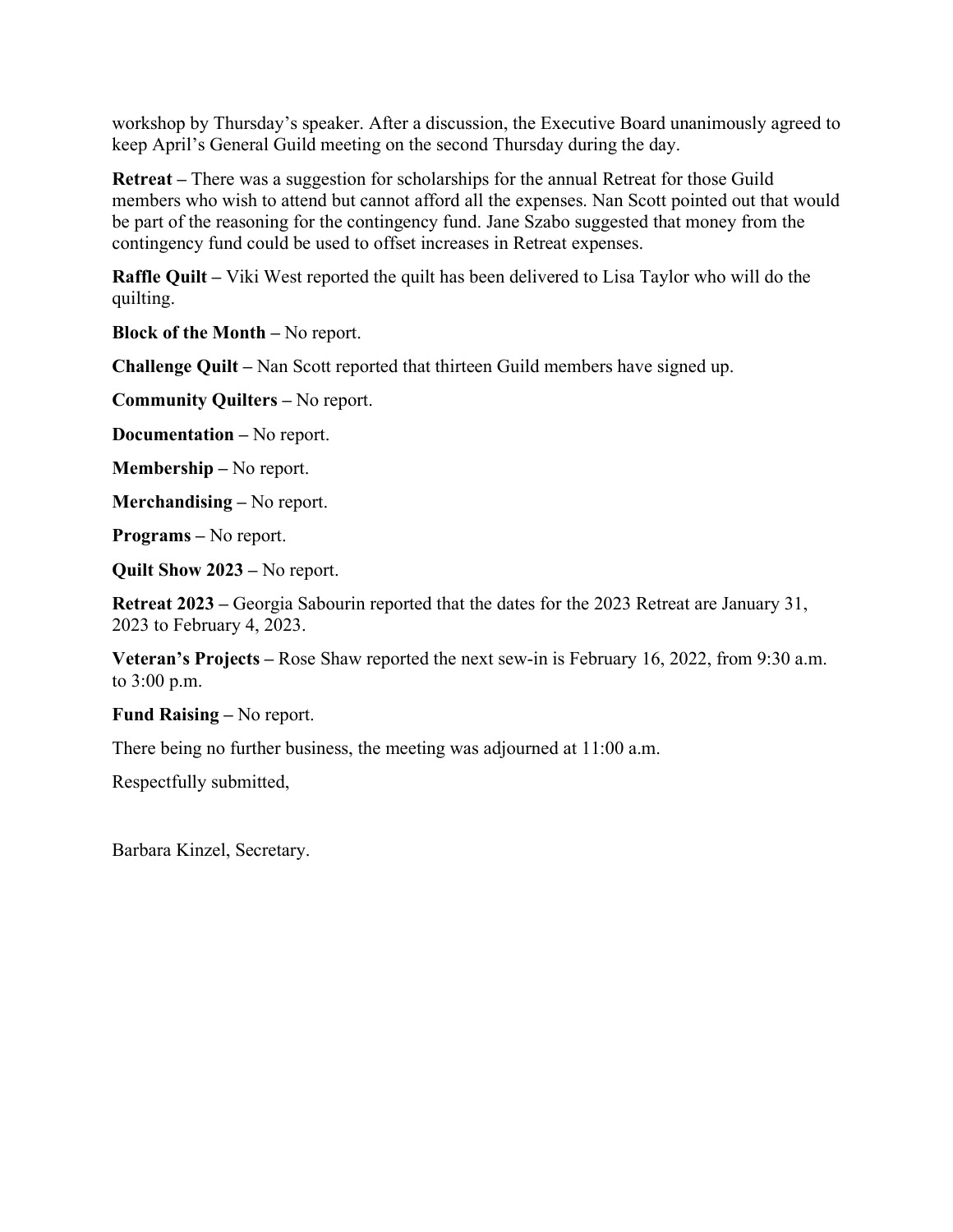workshop by Thursday's speaker. After a discussion, the Executive Board unanimously agreed to keep April's General Guild meeting on the second Thursday during the day.

**Retreat –** There was a suggestion for scholarships for the annual Retreat for those Guild members who wish to attend but cannot afford all the expenses. Nan Scott pointed out that would be part of the reasoning for the contingency fund. Jane Szabo suggested that money from the contingency fund could be used to offset increases in Retreat expenses.

**Raffle Quilt –** Viki West reported the quilt has been delivered to Lisa Taylor who will do the quilting.

**Block of the Month –** No report.

**Challenge Quilt –** Nan Scott reported that thirteen Guild members have signed up.

**Community Quilters –** No report.

**Documentation –** No report.

**Membership –** No report.

**Merchandising –** No report.

**Programs –** No report.

**Quilt Show 2023 –** No report.

**Retreat 2023 –** Georgia Sabourin reported that the dates for the 2023 Retreat are January 31, 2023 to February 4, 2023.

**Veteran's Projects –** Rose Shaw reported the next sew-in is February 16, 2022, from 9:30 a.m. to 3:00 p.m.

**Fund Raising –** No report.

There being no further business, the meeting was adjourned at 11:00 a.m.

Respectfully submitted,

Barbara Kinzel, Secretary.